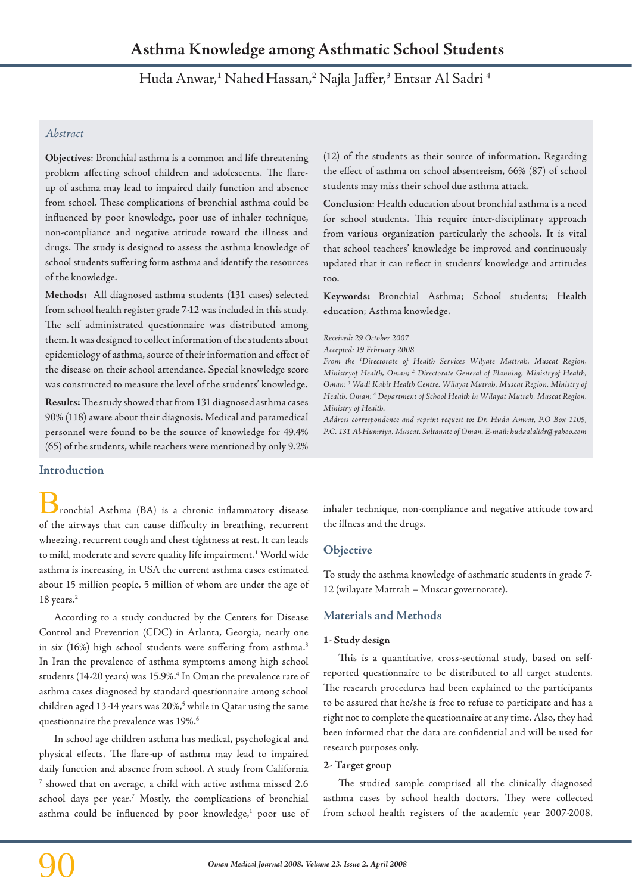# Asthma Knowledge among Asthmatic School Students

Huda Anwar,[1] Nahed Hassan,[2] Najla Jaffer,[3] Entsar Al Sadri [4]

*Abstract*

**Objectives**: Bronchial asthma is a common and life threatening problem affecting school children and adolescents. The flare-up of asthma may lead to impaired daily function and absence from school. These complications of bronchial asthma could be influenced by poor knowledge, poor use of inhaler technique, non-compliance and negative attitude toward the illness and drugs. The study is designed to assess the asthma knowledge of school students suffering form asthma and identify the resources of the knowledge.

**Methods:** All diagnosed asthma students (131 cases) selected from school health register grade 7-12 was included in this study. The self administrated questionnaire was distributed among them. It was designed to collect information of the students about epidemiology of asthma, source of their information and effect of the disease on their school attendance. Special knowledge score was constructed to measure the level of the students' knowledge.

**Results:** The study showed that from 131 diagnosed asthma cases 90% (118) aware about their diagnosis. Medical and paramedical personnel were found to be the source of knowledge for 49.4% (65) of the students, while teachers were mentioned by only 9.2% (12) of the students as their source of information. Regarding the effect of asthma on school absenteeism, 66% (87) of school students may miss their school due asthma attack.

**Conclusion**: Health education about bronchial asthma is a need for school students. This require inter-disciplinary approach from various organization particularly the schools. It is vital that school teachers' knowledge be improved and continuously updated that it can reflect in students' knowledge and attitudes too.

**Keywords:** Bronchial Asthma; School students; Health education; Asthma knowledge.

*Received: 29 October 2007*
*Accepted: 19 February 2008*
*From the [1]Directorate of Health Services Wilyate Muttrah, Muscat Region, Ministryof Health, Oman; [2] Directorate General of Planning, Ministryof Health, Oman; [3] Wadi Kabir Health Centre, Wilayat Mutrah, Muscat Region, Ministry of Health, Oman; [4] Department of School Health in Wilayat Mutrah, Muscat Region, Ministry of Health.*
*Address correspondence and reprint request to: Dr. Huda Anwar, P.O Box 1105, P.C. 131 Al-Humriya, Muscat, Sultanate of Oman. E-mail: hudaalalidr@yahoo.com*

## Introduction

Bronchial Asthma (BA) is a chronic inflammatory disease of the airways that can cause difficulty in breathing, recurrent wheezing, recurrent cough and chest tightness at rest. It can leads to mild, moderate and severe quality life impairment.[1] World wide asthma is increasing, in USA the current asthma cases estimated about 15 million people, 5 million of whom are under the age of 18 years.[2]

According to a study conducted by the Centers for Disease Control and Prevention (CDC) in Atlanta, Georgia, nearly one in six (16%) high school students were suffering from asthma.[3] In Iran the prevalence of asthma symptoms among high school students (14-20 years) was 15.9%.[4] In Oman the prevalence rate of asthma cases diagnosed by standard questionnaire among school children aged 13-14 years was 20%,[5] while in Qatar using the same questionnaire the prevalence was 19%.[6]

In school age children asthma has medical, psychological and physical effects. The flare-up of asthma may lead to impaired daily function and absence from school. A study from California [7] showed that on average, a child with active asthma missed 2.6 school days per year.[7] Mostly, the complications of bronchial asthma could be influenced by poor knowledge,[1] poor use of inhaler technique, non-compliance and negative attitude toward the illness and the drugs.

## Objective

To study the asthma knowledge of asthmatic students in grade 7-12 (wilayate Mattrah – Muscat governorate).

## Materials and Methods

### 1- Study design

This is a quantitative, cross-sectional study, based on self-reported questionnaire to be distributed to all target students. The research procedures had been explained to the participants to be assured that he/she is free to refuse to participate and has a right not to complete the questionnaire at any time. Also, they had been informed that the data are confidential and will be used for research purposes only.

### 2- Target group

The studied sample comprised all the clinically diagnosed asthma cases by school health doctors. They were collected from school health registers of the academic year 2007-2008.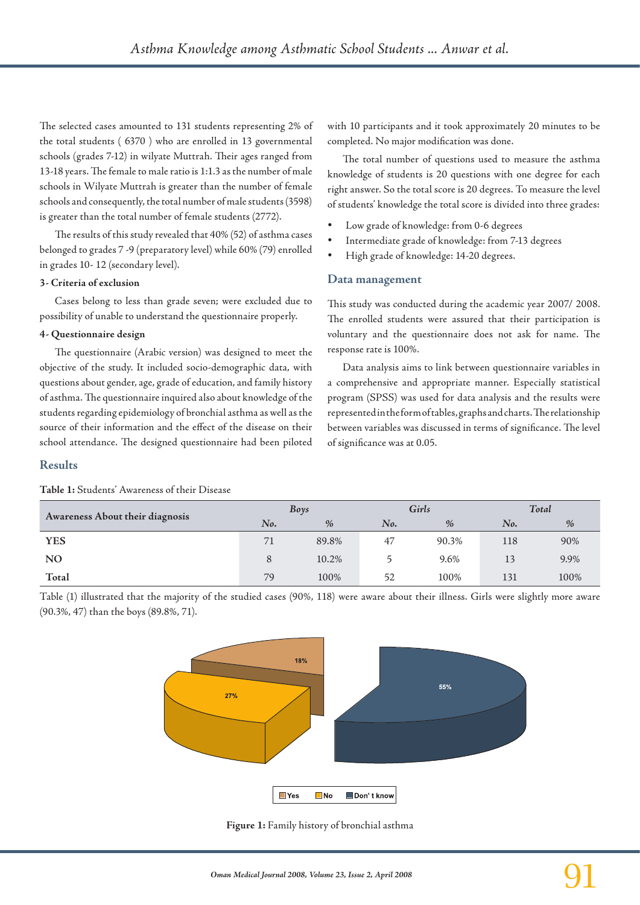The selected cases amounted to 131 students representing 2% of the total students ( 6370 ) who are enrolled in 13 governmental schools (grades 7-12) in wilyate Muttrah. Their ages ranged from 13-18 years. The female to male ratio is 1:1.3 as the number of male schools in Wilyate Muttrah is greater than the number of female schools and consequently, the total number of male students (3598) is greater than the total number of female students (2772).

The results of this study revealed that 40% (52) of asthma cases belonged to grades 7 -9 (preparatory level) while 60% (79) enrolled in grades 10- 12 (secondary level).

**3- Criteria of exclusion**

Cases belong to less than grade seven; were excluded due to possibility of unable to understand the questionnaire properly.

**4- Questionnaire design**

The questionnaire (Arabic version) was designed to meet the objective of the study. It included socio-demographic data, with questions about gender, age, grade of education, and family history of asthma. The questionnaire inquired also about knowledge of the students regarding epidemiology of bronchial asthma as well as the source of their information and the effect of the disease on their school attendance. The designed questionnaire had been piloted with 10 participants and it took approximately 20 minutes to be completed. No major modification was done.

The total number of questions used to measure the asthma knowledge of students is 20 questions with one degree for each right answer. So the total score is 20 degrees. To measure the level of students' knowledge the total score is divided into three grades:

- Low grade of knowledge: from 0-6 degrees
- Intermediate grade of knowledge: from 7-13 degrees
- High grade of knowledge: 14-20 degrees.

## Data management

This study was conducted during the academic year 2007/ 2008. The enrolled students were assured that their participation is voluntary and the questionnaire does not ask for name. The response rate is 100%.

Data analysis aims to link between questionnaire variables in a comprehensive and appropriate manner. Especially statistical program (SPSS) was used for data analysis and the results were represented in the form of tables, graphs and charts. The relationship between variables was discussed in terms of significance. The level of significance was at 0.05.

## Results

**Table 1:** Students' Awareness of their Disease

| Awareness About their diagnosis | *Boys* | | *Girls* | | *Total* | |
|---|---|---|---|---|---|---|
| | *No.* | *%* | *No.* | *%* | *No.* | *%* |
| **YES** | 71 | 89.8% | 47 | 90.3% | 118 | 90% |
| **NO** | 8 | 10.2% | 5 | 9.6% | 13 | 9.9% |
| **Total** | 79 | 100% | 52 | 100% | 131 | 100% |

Table (1) illustrated that the majority of the studied cases (90%, 118) were aware about their illness. Girls were slightly more aware (90.3%, 47) than the boys (89.8%, 71).

**Figure 1:** Family history of bronchial asthma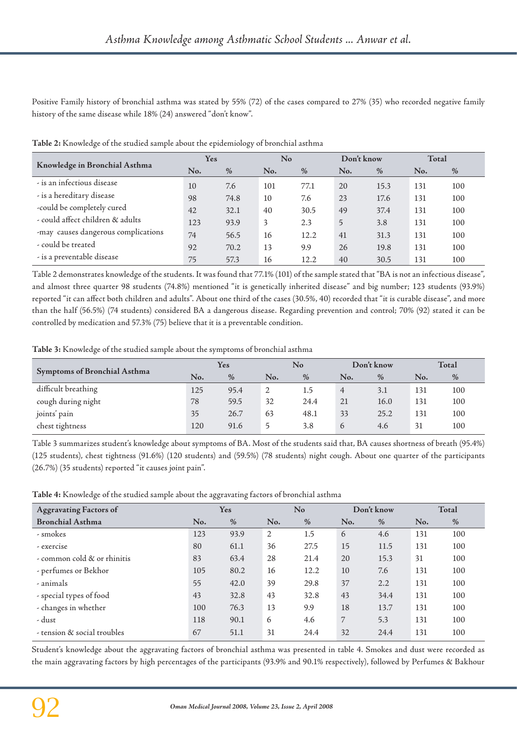Positive Family history of bronchial asthma was stated by 55% (72) of the cases compared to 27% (35) who recorded negative family history of the same disease while 18% (24) answered "don't know".

**Table 2:** Knowledge of the studied sample about the epidemiology of bronchial asthma

| Knowledge in Bronchial Asthma | Yes | | No | | Don't know | | Total | |
|---|---|---|---|---|---|---|---|---|
| | No. | % | No. | % | No. | % | No. | % |
| - is an infectious disease | 10 | 7.6 | 101 | 77.1 | 20 | 15.3 | 131 | 100 |
| - is a hereditary disease | 98 | 74.8 | 10 | 7.6 | 23 | 17.6 | 131 | 100 |
| -could be completely cured | 42 | 32.1 | 40 | 30.5 | 49 | 37.4 | 131 | 100 |
| - could affect children & adults | 123 | 93.9 | 3 | 2.3 | 5 | 3.8 | 131 | 100 |
| -may causes dangerous complications | 74 | 56.5 | 16 | 12.2 | 41 | 31.3 | 131 | 100 |
| - could be treated | 92 | 70.2 | 13 | 9.9 | 26 | 19.8 | 131 | 100 |
| - is a preventable disease | 75 | 57.3 | 16 | 12.2 | 40 | 30.5 | 131 | 100 |

Table 2 demonstrates knowledge of the students. It was found that 77.1% (101) of the sample stated that "BA is not an infectious disease", and almost three quarter 98 students (74.8%) mentioned "it is genetically inherited disease" and big number; 123 students (93.9%) reported "it can affect both children and adults". About one third of the cases (30.5%, 40) recorded that "it is curable disease", and more than the half (56.5%) (74 students) considered BA a dangerous disease. Regarding prevention and control; 70% (92) stated it can be controlled by medication and 57.3% (75) believe that it is a preventable condition.

**Table 3:** Knowledge of the studied sample about the symptoms of bronchial asthma

| Symptoms of Bronchial Asthma | Yes | | No | | Don't know | | Total | |
|---|---|---|---|---|---|---|---|---|
| | No. | % | No. | % | No. | % | No. | % |
| difficult breathing | 125 | 95.4 | 2 | 1.5 | 4 | 3.1 | 131 | 100 |
| cough during night | 78 | 59.5 | 32 | 24.4 | 21 | 16.0 | 131 | 100 |
| joints' pain | 35 | 26.7 | 63 | 48.1 | 33 | 25.2 | 131 | 100 |
| chest tightness | 120 | 91.6 | 5 | 3.8 | 6 | 4.6 | 31 | 100 |

Table 3 summarizes student's knowledge about symptoms of BA. Most of the students said that, BA causes shortness of breath (95.4%) (125 students), chest tightness (91.6%) (120 students) and (59.5%) (78 students) night cough. About one quarter of the participants (26.7%) (35 students) reported "it causes joint pain".

**Table 4:** Knowledge of the studied sample about the aggravating factors of bronchial asthma

| Aggravating Factors of Bronchial Asthma | Yes | | No | | Don't know | | Total | |
|---|---|---|---|---|---|---|---|---|
| | No. | % | No. | % | No. | % | No. | % |
| - smokes | 123 | 93.9 | 2 | 1.5 | 6 | 4.6 | 131 | 100 |
| - exercise | 80 | 61.1 | 36 | 27.5 | 15 | 11.5 | 131 | 100 |
| - common cold & or rhinitis | 83 | 63.4 | 28 | 21.4 | 20 | 15.3 | 31 | 100 |
| - perfumes or Bekhor | 105 | 80.2 | 16 | 12.2 | 10 | 7.6 | 131 | 100 |
| - animals | 55 | 42.0 | 39 | 29.8 | 37 | 2.2 | 131 | 100 |
| - special types of food | 43 | 32.8 | 43 | 32.8 | 43 | 34.4 | 131 | 100 |
| - changes in whether | 100 | 76.3 | 13 | 9.9 | 18 | 13.7 | 131 | 100 |
| - dust | 118 | 90.1 | 6 | 4.6 | 7 | 5.3 | 131 | 100 |
| - tension & social troubles | 67 | 51.1 | 31 | 24.4 | 32 | 24.4 | 131 | 100 |

Student's knowledge about the aggravating factors of bronchial asthma was presented in table 4. Smokes and dust were recorded as the main aggravating factors by high percentages of the participants (93.9% and 90.1% respectively), followed by Perfumes & Bakhour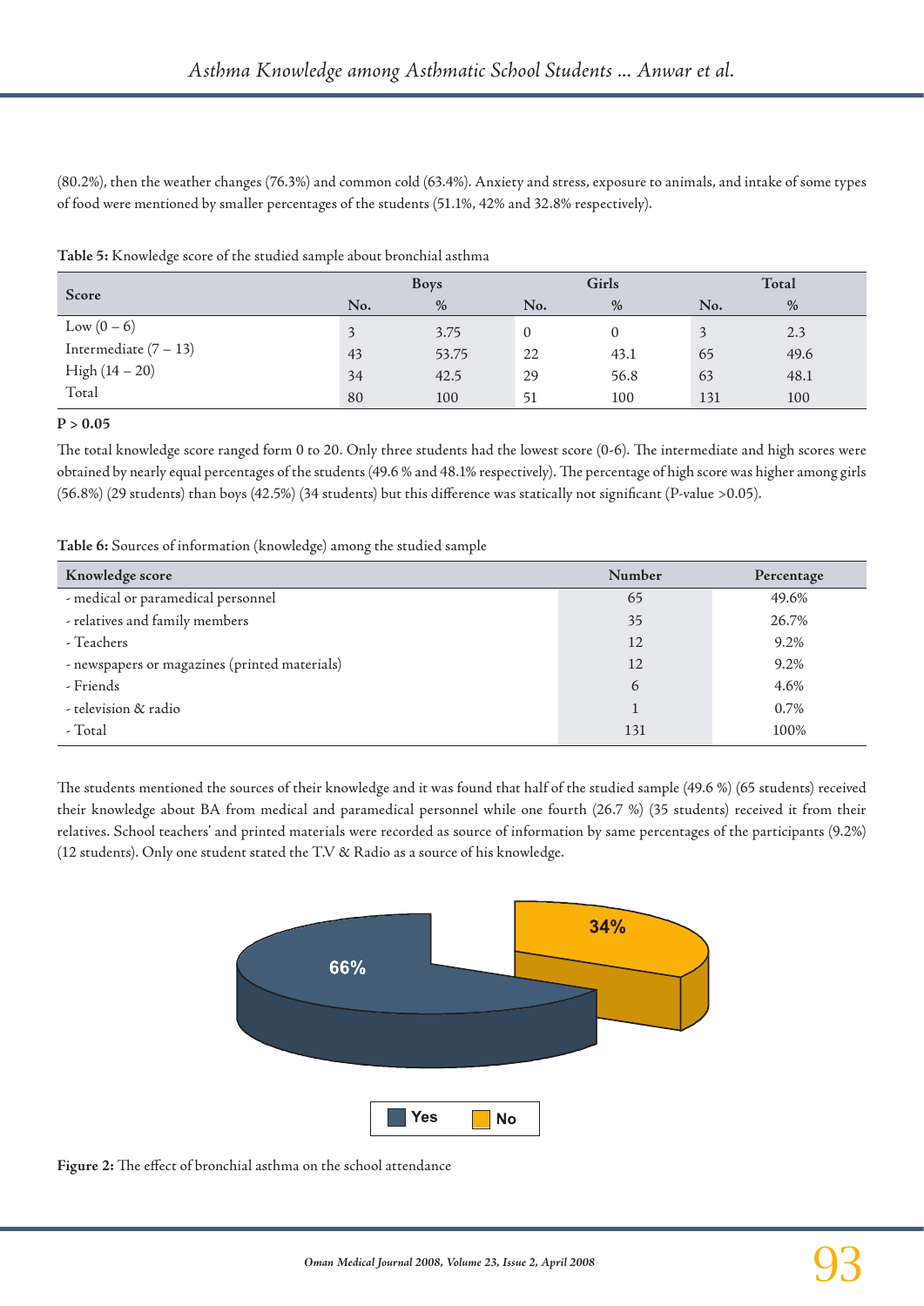(80.2%), then the weather changes (76.3%) and common cold (63.4%). Anxiety and stress, exposure to animals, and intake of some types of food were mentioned by smaller percentages of the students (51.1%, 42% and 32.8% respectively).

**Table 5:** Knowledge score of the studied sample about bronchial asthma

| Score | Boys | | Girls | | Total | |
|---|---|---|---|---|---|---|
| | No. | % | No. | % | No. | % |
| Low (0 – 6) | 3 | 3.75 | 0 | 0 | 3 | 2.3 |
| Intermediate (7 – 13) | 43 | 53.75 | 22 | 43.1 | 65 | 49.6 |
| High (14 – 20) | 34 | 42.5 | 29 | 56.8 | 63 | 48.1 |
| Total | 80 | 100 | 51 | 100 | 131 | 100 |

**P > 0.05**

The total knowledge score ranged form 0 to 20. Only three students had the lowest score (0-6). The intermediate and high scores were obtained by nearly equal percentages of the students (49.6 % and 48.1% respectively). The percentage of high score was higher among girls (56.8%) (29 students) than boys (42.5%) (34 students) but this difference was statically not significant (P-value >0.05).

**Table 6:** Sources of information (knowledge) among the studied sample

| Knowledge score | Number | Percentage |
|---|---|---|
| - medical or paramedical personnel | 65 | 49.6% |
| - relatives and family members | 35 | 26.7% |
| - Teachers | 12 | 9.2% |
| - newspapers or magazines (printed materials) | 12 | 9.2% |
| - Friends | 6 | 4.6% |
| - television & radio | 1 | 0.7% |
| - Total | 131 | 100% |

The students mentioned the sources of their knowledge and it was found that half of the studied sample (49.6 %) (65 students) received their knowledge about BA from medical and paramedical personnel while one fourth (26.7 %) (35 students) received it from their relatives. School teachers' and printed materials were recorded as source of information by same percentages of the participants (9.2%) (12 students). Only one student stated the T.V & Radio as a source of his knowledge.

**Figure 2:** The effect of bronchial asthma on the school attendance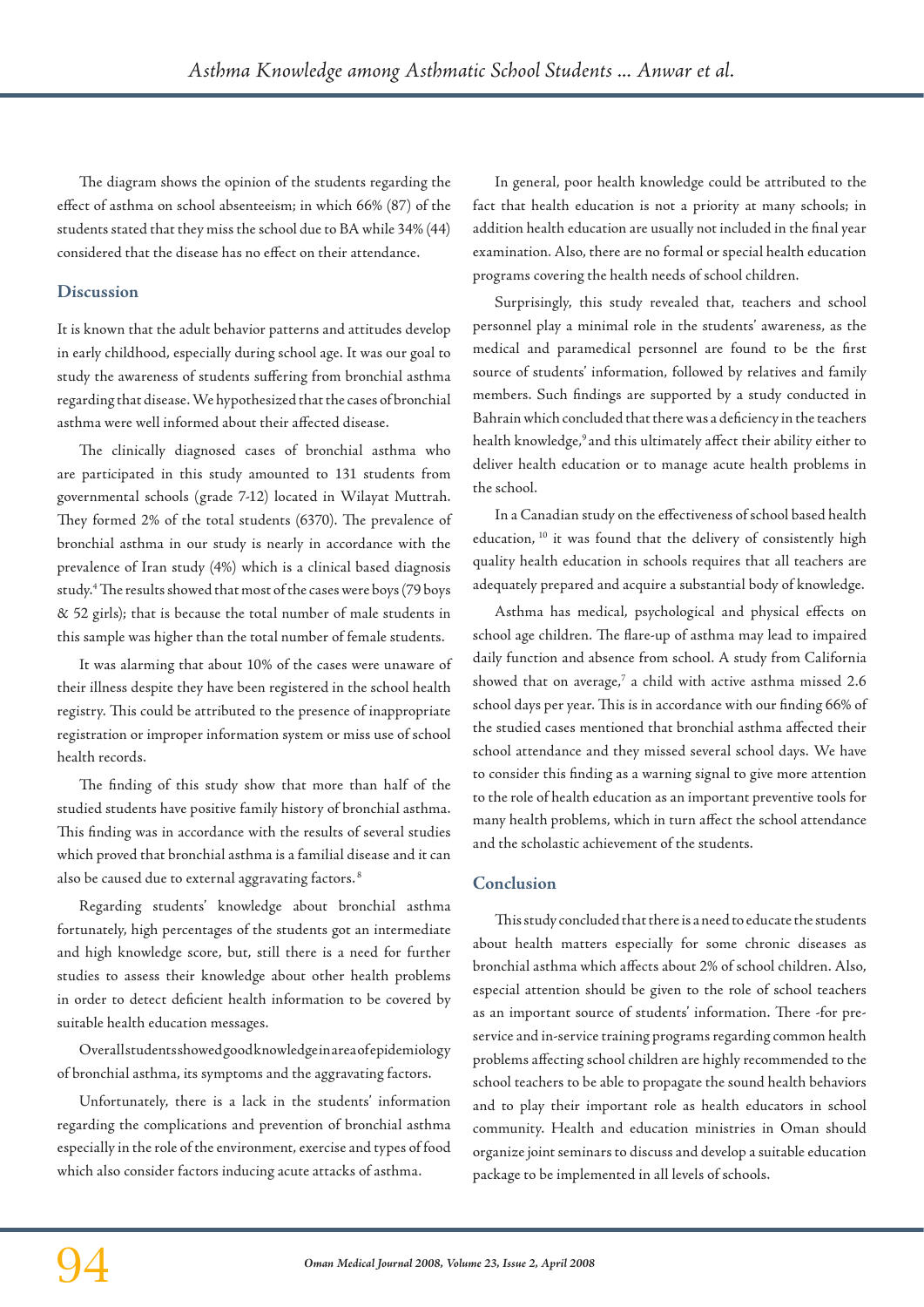The diagram shows the opinion of the students regarding the effect of asthma on school absenteeism; in which 66% (87) of the students stated that they miss the school due to BA while 34% (44) considered that the disease has no effect on their attendance.

## Discussion

It is known that the adult behavior patterns and attitudes develop in early childhood, especially during school age. It was our goal to study the awareness of students suffering from bronchial asthma regarding that disease. We hypothesized that the cases of bronchial asthma were well informed about their affected disease.

The clinically diagnosed cases of bronchial asthma who are participated in this study amounted to 131 students from governmental schools (grade 7-12) located in Wilayat Muttrah. They formed 2% of the total students (6370). The prevalence of bronchial asthma in our study is nearly in accordance with the prevalence of Iran study (4%) which is a clinical based diagnosis study.[4] The results showed that most of the cases were boys (79 boys & 52 girls); that is because the total number of male students in this sample was higher than the total number of female students.

It was alarming that about 10% of the cases were unaware of their illness despite they have been registered in the school health registry. This could be attributed to the presence of inappropriate registration or improper information system or miss use of school health records.

The finding of this study show that more than half of the studied students have positive family history of bronchial asthma. This finding was in accordance with the results of several studies which proved that bronchial asthma is a familial disease and it can also be caused due to external aggravating factors.[8]

Regarding students' knowledge about bronchial asthma fortunately, high percentages of the students got an intermediate and high knowledge score, but, still there is a need for further studies to assess their knowledge about other health problems in order to detect deficient health information to be covered by suitable health education messages.

Overall students showed good knowledge in area of epidemiology of bronchial asthma, its symptoms and the aggravating factors.

Unfortunately, there is a lack in the students' information regarding the complications and prevention of bronchial asthma especially in the role of the environment, exercise and types of food which also consider factors inducing acute attacks of asthma.

In general, poor health knowledge could be attributed to the fact that health education is not a priority at many schools; in addition health education are usually not included in the final year examination. Also, there are no formal or special health education programs covering the health needs of school children.

Surprisingly, this study revealed that, teachers and school personnel play a minimal role in the students' awareness, as the medical and paramedical personnel are found to be the first source of students' information, followed by relatives and family members. Such findings are supported by a study conducted in Bahrain which concluded that there was a deficiency in the teachers health knowledge,[9] and this ultimately affect their ability either to deliver health education or to manage acute health problems in the school.

In a Canadian study on the effectiveness of school based health education,[10] it was found that the delivery of consistently high quality health education in schools requires that all teachers are adequately prepared and acquire a substantial body of knowledge.

Asthma has medical, psychological and physical effects on school age children. The flare-up of asthma may lead to impaired daily function and absence from school. A study from California showed that on average,[7] a child with active asthma missed 2.6 school days per year. This is in accordance with our finding 66% of the studied cases mentioned that bronchial asthma affected their school attendance and they missed several school days. We have to consider this finding as a warning signal to give more attention to the role of health education as an important preventive tools for many health problems, which in turn affect the school attendance and the scholastic achievement of the students.

## Conclusion

This study concluded that there is a need to educate the students about health matters especially for some chronic diseases as bronchial asthma which affects about 2% of school children. Also, especial attention should be given to the role of school teachers as an important source of students' information. There -for pre-service and in-service training programs regarding common health problems affecting school children are highly recommended to the school teachers to be able to propagate the sound health behaviors and to play their important role as health educators in school community. Health and education ministries in Oman should organize joint seminars to discuss and develop a suitable education package to be implemented in all levels of schools.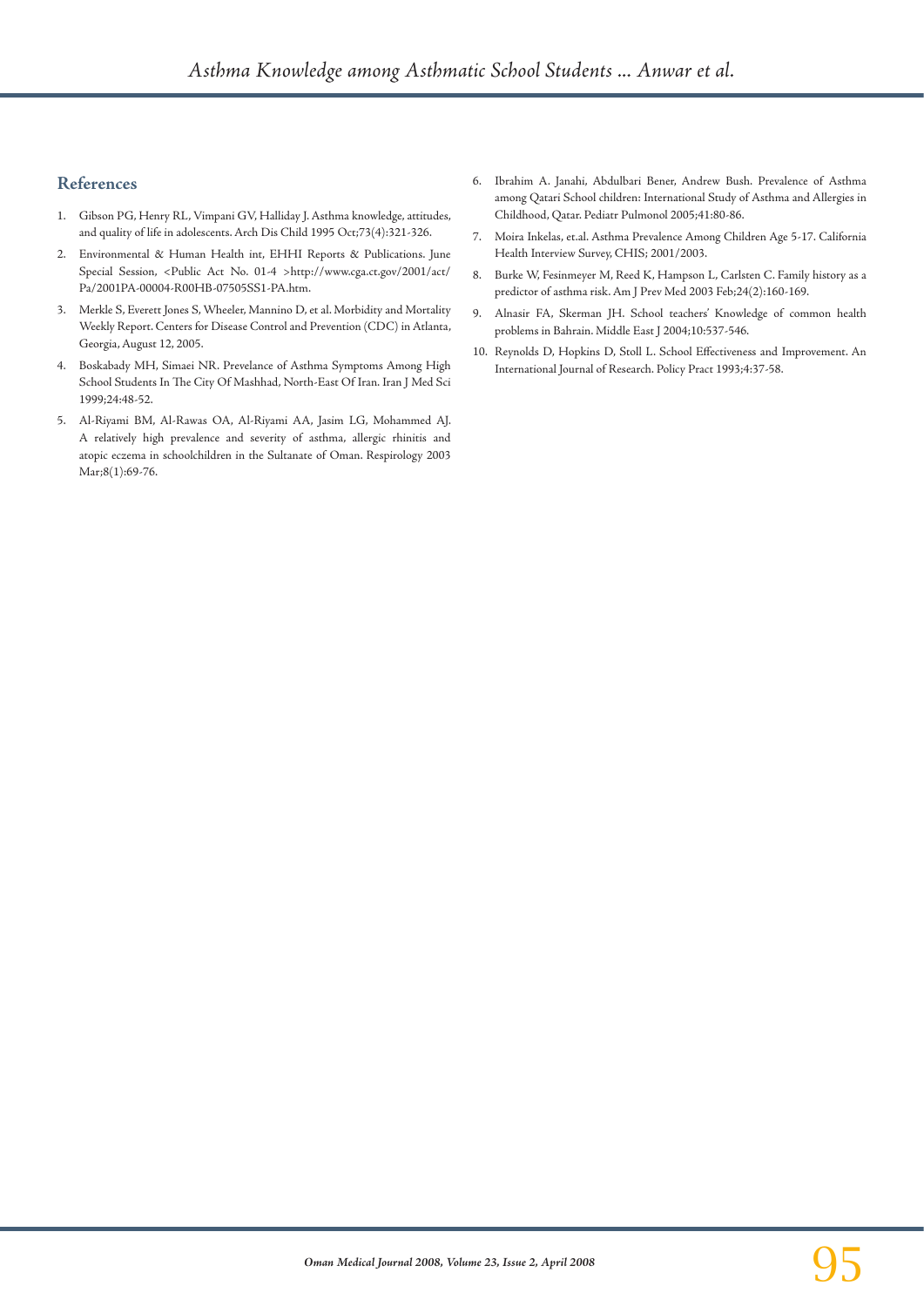## References

1. Gibson PG, Henry RL, Vimpani GV, Halliday J. Asthma knowledge, attitudes, and quality of life in adolescents. Arch Dis Child 1995 Oct;73(4):321-326.
2. Environmental & Human Health int, EHHI Reports & Publications. June Special Session, <Public Act No. 01-4 >http://www.cga.ct.gov/2001/act/Pa/2001PA-00004-R00HB-07505SS1-PA.htm.
3. Merkle S, Everett Jones S, Wheeler, Mannino D, et al. Morbidity and Mortality Weekly Report. Centers for Disease Control and Prevention (CDC) in Atlanta, Georgia, August 12, 2005.
4. Boskabady MH, Simaei NR. Prevelance of Asthma Symptoms Among High School Students In The City Of Mashhad, North-East Of Iran. Iran J Med Sci 1999;24:48-52.
5. Al-Riyami BM, Al-Rawas OA, Al-Riyami AA, Jasim LG, Mohammed AJ. A relatively high prevalence and severity of asthma, allergic rhinitis and atopic eczema in schoolchildren in the Sultanate of Oman. Respirology 2003 Mar;8(1):69-76.
6. Ibrahim A. Janahi, Abdulbari Bener, Andrew Bush. Prevalence of Asthma among Qatari School children: International Study of Asthma and Allergies in Childhood, Qatar. Pediatr Pulmonol 2005;41:80-86.
7. Moira Inkelas, et.al. Asthma Prevalence Among Children Age 5-17. California Health Interview Survey, CHIS; 2001/2003.
8. Burke W, Fesinmeyer M, Reed K, Hampson L, Carlsten C. Family history as a predictor of asthma risk. Am J Prev Med 2003 Feb;24(2):160-169.
9. Alnasir FA, Skerman JH. School teachers' Knowledge of common health problems in Bahrain. Middle East J 2004;10:537-546.
10. Reynolds D, Hopkins D, Stoll L. School Effectiveness and Improvement. An International Journal of Research. Policy Pract 1993;4:37-58.